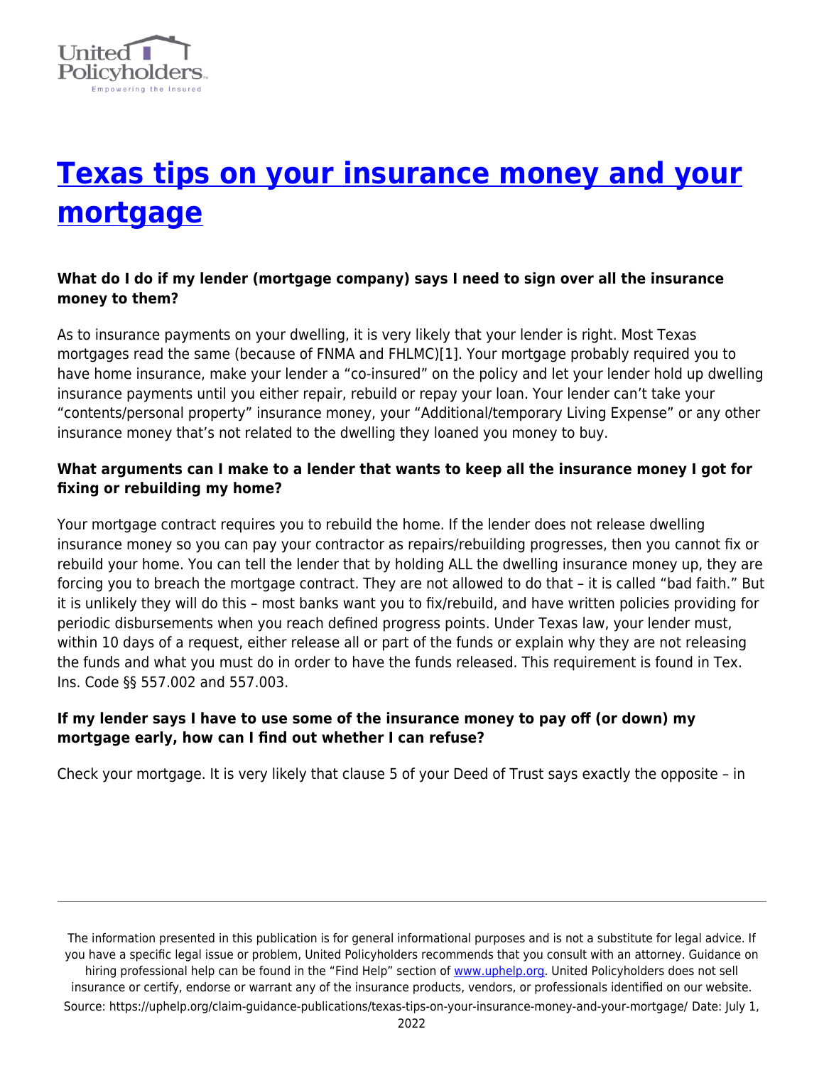# [Texas tips on your insurance money and your mortgage](https://uphelp.org/claim-guidance-publications/texas-tips-on-your-insurance-money-and-your-mortgage/)

**What do I do if my lender (mortgage company) says I need to sign over all the insurance money to them?**

As to insurance payments on your dwelling, it is very likely that your lender is right. Most Texas mortgages read the same (because of FNMA and FHLMC)[1]. Your mortgage probably required you to have home insurance, make your lender a "co-insured" on the policy and let your lender hold up dwelling insurance payments until you either repair, rebuild or repay your loan. Your lender can't take your "contents/personal property" insurance money, your "Additional/temporary Living Expense" or any other insurance money that's not related to the dwelling they loaned you money to buy.

**What arguments can I make to a lender that wants to keep all the insurance money I got for fixing or rebuilding my home?**

Your mortgage contract requires you to rebuild the home. If the lender does not release dwelling insurance money so you can pay your contractor as repairs/rebuilding progresses, then you cannot fix or rebuild your home. You can tell the lender that by holding ALL the dwelling insurance money up, they are forcing you to breach the mortgage contract. They are not allowed to do that – it is called "bad faith." But it is unlikely they will do this – most banks want you to fix/rebuild, and have written policies providing for periodic disbursements when you reach defined progress points. Under Texas law, your lender must, within 10 days of a request, either release all or part of the funds or explain why they are not releasing the funds and what you must do in order to have the funds released. This requirement is found in Tex. Ins. Code §§ 557.002 and 557.003.

**If my lender says I have to use some of the insurance money to pay off (or down) my mortgage early, how can I find out whether I can refuse?**

Check your mortgage. It is very likely that clause 5 of your Deed of Trust says exactly the opposite – in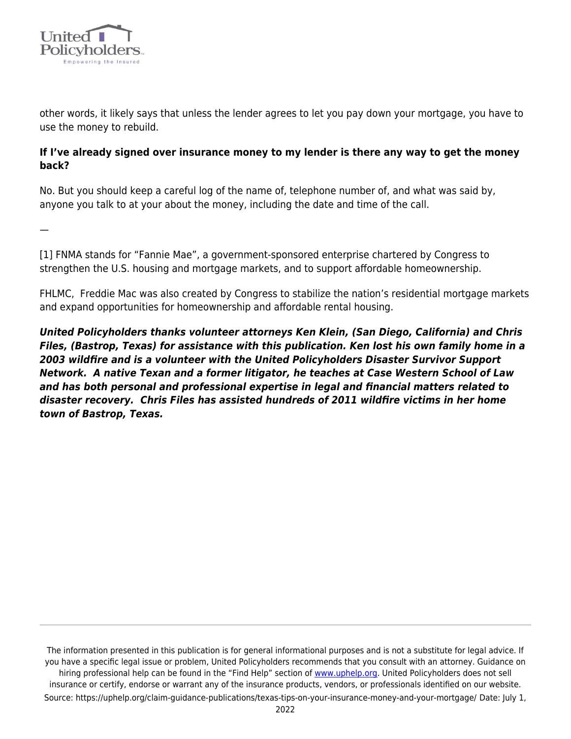other words, it likely says that unless the lender agrees to let you pay down your mortgage, you have to use the money to rebuild.

**If I've already signed over insurance money to my lender is there any way to get the money back?**

No. But you should keep a careful log of the name of, telephone number of, and what was said by, anyone you talk to at your about the money, including the date and time of the call.

—

[1] FNMA stands for "Fannie Mae", a government-sponsored enterprise chartered by Congress to strengthen the U.S. housing and mortgage markets, and to support affordable homeownership.

FHLMC, Freddie Mac was also created by Congress to stabilize the nation's residential mortgage markets and expand opportunities for homeownership and affordable rental housing.

***United Policyholders thanks volunteer attorneys Ken Klein, (San Diego, California) and Chris Files, (Bastrop, Texas) for assistance with this publication. Ken lost his own family home in a 2003 wildfire and is a volunteer with the United Policyholders Disaster Survivor Support Network. A native Texan and a former litigator, he teaches at Case Western School of Law and has both personal and professional expertise in legal and financial matters related to disaster recovery. Chris Files has assisted hundreds of 2011 wildfire victims in her home town of Bastrop, Texas.***